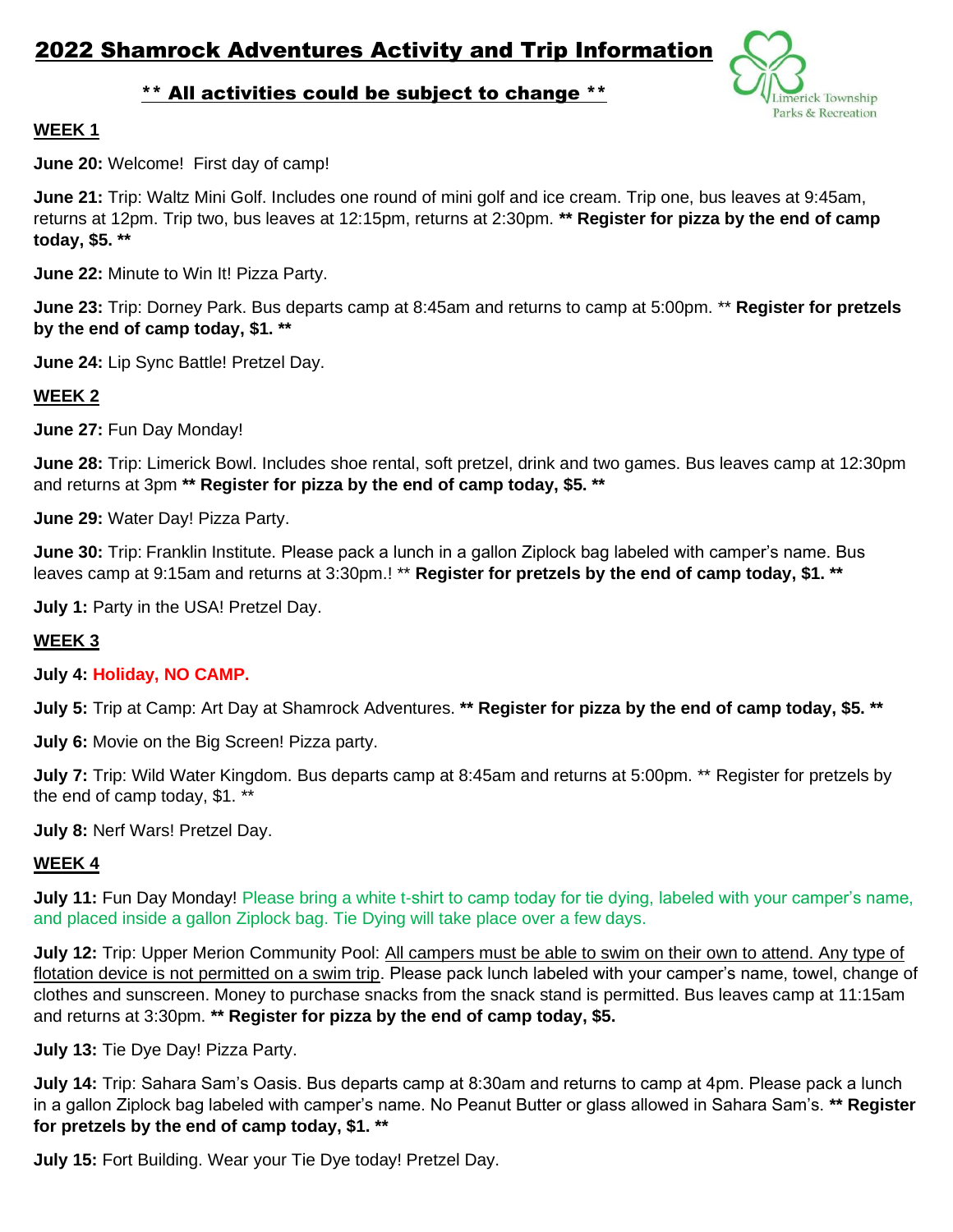# 2022 Shamrock Adventures Activity and Trip Information

**\*\* All activities could be subject to change \*\***

Limerick Township Parks & Recreation

## WEEK 1

**June 20:** Welcome! First day of camp!

**June 21:** Trip: Waltz Mini Golf. Includes one round of mini golf and ice cream. Trip one, bus leaves at 9:45am, returns at 12pm. Trip two, bus leaves at 12:15pm, returns at 2:30pm. **\*\* Register for pizza by the end of camp today, $5. \*\***

**June 22:** Minute to Win It! Pizza Party.

**June 23:** Trip: Dorney Park. Bus departs camp at 8:45am and returns to camp at 5:00pm. \*\* **Register for pretzels by the end of camp today, $1. \*\***

**June 24:** Lip Sync Battle! Pretzel Day.

## WEEK 2

**June 27:** Fun Day Monday!

**June 28:** Trip: Limerick Bowl. Includes shoe rental, soft pretzel, drink and two games. Bus leaves camp at 12:30pm and returns at 3pm **\*\* Register for pizza by the end of camp today, $5. \*\***

**June 29:** Water Day! Pizza Party.

**June 30:** Trip: Franklin Institute. Please pack a lunch in a gallon Ziplock bag labeled with camper's name. Bus leaves camp at 9:15am and returns at 3:30pm.! \*\* **Register for pretzels by the end of camp today, $1. \*\***

**July 1:** Party in the USA! Pretzel Day.

## WEEK 3

**July 4: Holiday, NO CAMP.**

**July 5:** Trip at Camp: Art Day at Shamrock Adventures. **\*\* Register for pizza by the end of camp today, $5. \*\***

**July 6:** Movie on the Big Screen! Pizza party.

**July 7:** Trip: Wild Water Kingdom. Bus departs camp at 8:45am and returns at 5:00pm. \*\* Register for pretzels by the end of camp today, $1. \*\*

**July 8:** Nerf Wars! Pretzel Day.

## WEEK 4

**July 11:** Fun Day Monday! Please bring a white t-shirt to camp today for tie dying, labeled with your camper's name, and placed inside a gallon Ziplock bag. Tie Dying will take place over a few days.

**July 12:** Trip: Upper Merion Community Pool: All campers must be able to swim on their own to attend. Any type of flotation device is not permitted on a swim trip. Please pack lunch labeled with your camper's name, towel, change of clothes and sunscreen. Money to purchase snacks from the snack stand is permitted. Bus leaves camp at 11:15am and returns at 3:30pm. **\*\* Register for pizza by the end of camp today, $5.**

**July 13:** Tie Dye Day! Pizza Party.

**July 14:** Trip: Sahara Sam's Oasis. Bus departs camp at 8:30am and returns to camp at 4pm. Please pack a lunch in a gallon Ziplock bag labeled with camper's name. No Peanut Butter or glass allowed in Sahara Sam's. **\*\* Register for pretzels by the end of camp today, $1. \*\***

**July 15:** Fort Building. Wear your Tie Dye today! Pretzel Day.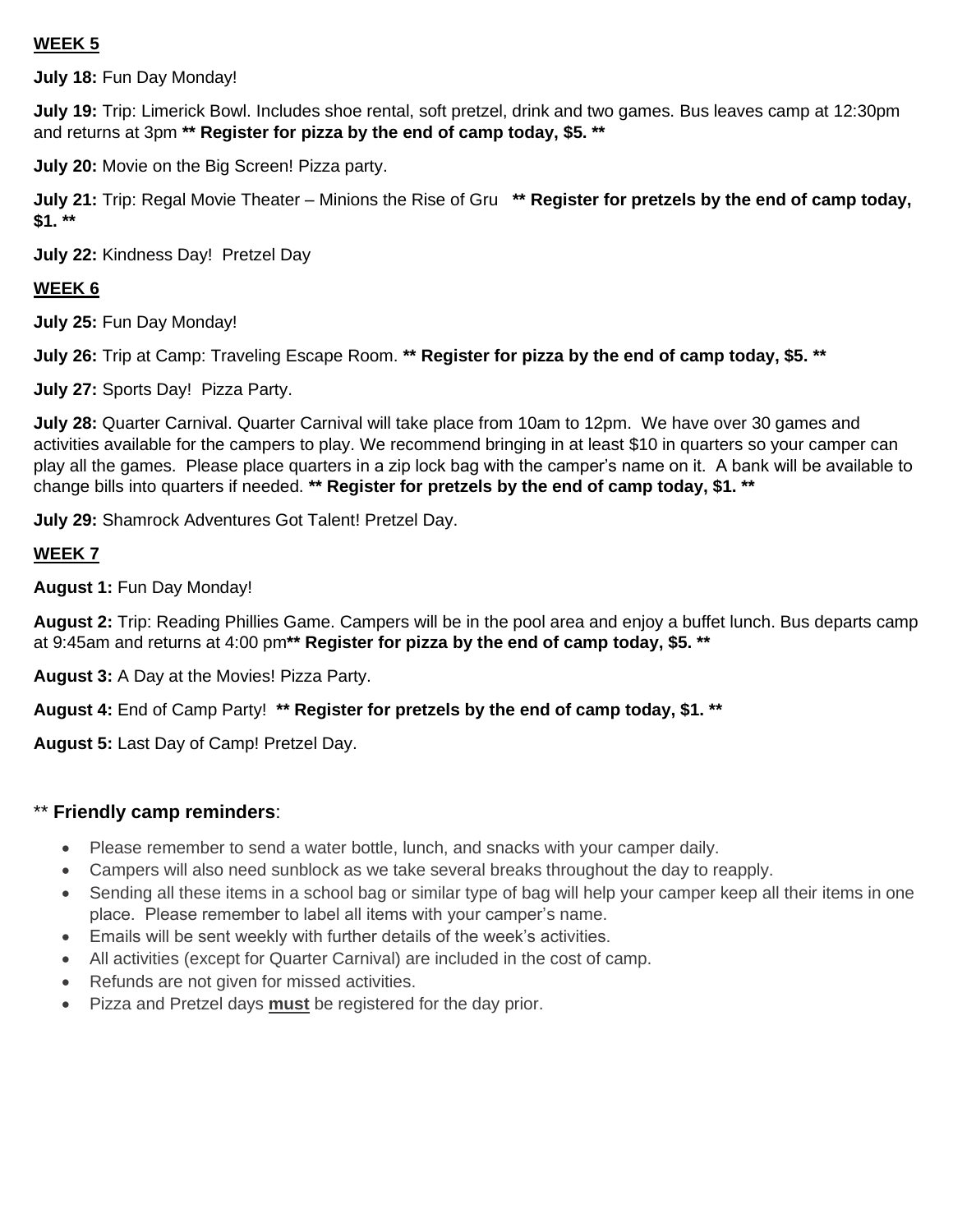**WEEK 5**

**July 18:** Fun Day Monday!

**July 19:** Trip: Limerick Bowl. Includes shoe rental, soft pretzel, drink and two games. Bus leaves camp at 12:30pm and returns at 3pm **** Register for pizza by the end of camp today, $5. ****

**July 20:** Movie on the Big Screen! Pizza party.

**July 21:** Trip: Regal Movie Theater – Minions the Rise of Gru **** Register for pretzels by the end of camp today, $1. ****

**July 22:** Kindness Day! Pretzel Day

**WEEK 6**

**July 25:** Fun Day Monday!

**July 26:** Trip at Camp: Traveling Escape Room. **** Register for pizza by the end of camp today, $5. ****

**July 27:** Sports Day! Pizza Party.

**July 28:** Quarter Carnival. Quarter Carnival will take place from 10am to 12pm. We have over 30 games and activities available for the campers to play. We recommend bringing in at least $10 in quarters so your camper can play all the games. Please place quarters in a zip lock bag with the camper's name on it. A bank will be available to change bills into quarters if needed. **** Register for pretzels by the end of camp today, $1. ****

**July 29:** Shamrock Adventures Got Talent! Pretzel Day.

**WEEK 7**

**August 1:** Fun Day Monday!

**August 2:** Trip: Reading Phillies Game. Campers will be in the pool area and enjoy a buffet lunch. Bus departs camp at 9:45am and returns at 4:00 pm**** Register for pizza by the end of camp today, $5. ****

**August 3:** A Day at the Movies! Pizza Party.

**August 4:** End of Camp Party! **** Register for pretzels by the end of camp today, $1. ****

**August 5:** Last Day of Camp! Pretzel Day.

** **Friendly camp reminders**:

- Please remember to send a water bottle, lunch, and snacks with your camper daily.
- Campers will also need sunblock as we take several breaks throughout the day to reapply.
- Sending all these items in a school bag or similar type of bag will help your camper keep all their items in one place. Please remember to label all items with your camper's name.
- Emails will be sent weekly with further details of the week's activities.
- All activities (except for Quarter Carnival) are included in the cost of camp.
- Refunds are not given for missed activities.
- Pizza and Pretzel days **must** be registered for the day prior.